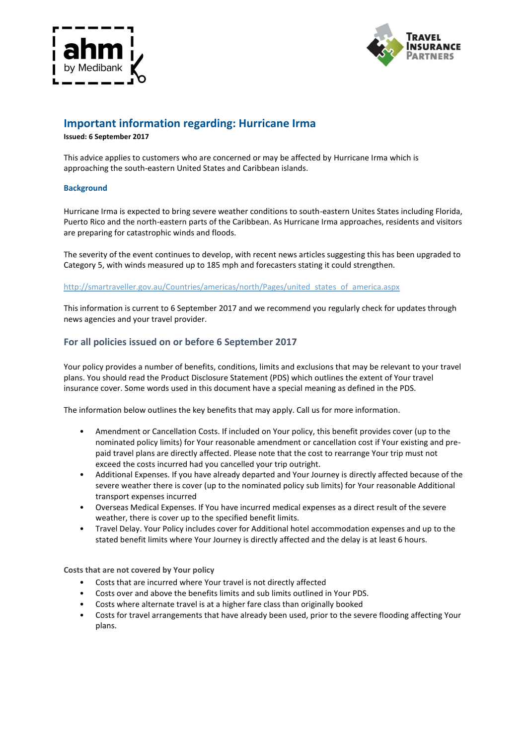## Important information regarding: Hurricane Irma

**Issued: 6 September 2017**

This advice applies to customers who are concerned or may be affected by Hurricane Irma which is approaching the south-eastern United States and Caribbean islands.

### Background

Hurricane Irma is expected to bring severe weather conditions to south-eastern Unites States including Florida, Puerto Rico and the north-eastern parts of the Caribbean. As Hurricane Irma approaches, residents and visitors are preparing for catastrophic winds and floods.

The severity of the event continues to develop, with recent news articles suggesting this has been upgraded to Category 5, with winds measured up to 185 mph and forecasters stating it could strengthen.

http://smartraveller.gov.au/Countries/americas/north/Pages/united_states_of_america.aspx

This information is current to 6 September 2017 and we recommend you regularly check for updates through news agencies and your travel provider.

### For all policies issued on or before 6 September 2017

Your policy provides a number of benefits, conditions, limits and exclusions that may be relevant to your travel plans. You should read the Product Disclosure Statement (PDS) which outlines the extent of Your travel insurance cover. Some words used in this document have a special meaning as defined in the PDS.

The information below outlines the key benefits that may apply. Call us for more information.

- Amendment or Cancellation Costs. If included on Your policy, this benefit provides cover (up to the nominated policy limits) for Your reasonable amendment or cancellation cost if Your existing and pre-paid travel plans are directly affected. Please note that the cost to rearrange Your trip must not exceed the costs incurred had you cancelled your trip outright.
- Additional Expenses. If you have already departed and Your Journey is directly affected because of the severe weather there is cover (up to the nominated policy sub limits) for Your reasonable Additional transport expenses incurred
- Overseas Medical Expenses. If You have incurred medical expenses as a direct result of the severe weather, there is cover up to the specified benefit limits.
- Travel Delay. Your Policy includes cover for Additional hotel accommodation expenses and up to the stated benefit limits where Your Journey is directly affected and the delay is at least 6 hours.

**Costs that are not covered by Your policy**

- Costs that are incurred where Your travel is not directly affected
- Costs over and above the benefits limits and sub limits outlined in Your PDS.
- Costs where alternate travel is at a higher fare class than originally booked
- Costs for travel arrangements that have already been used, prior to the severe flooding affecting Your plans.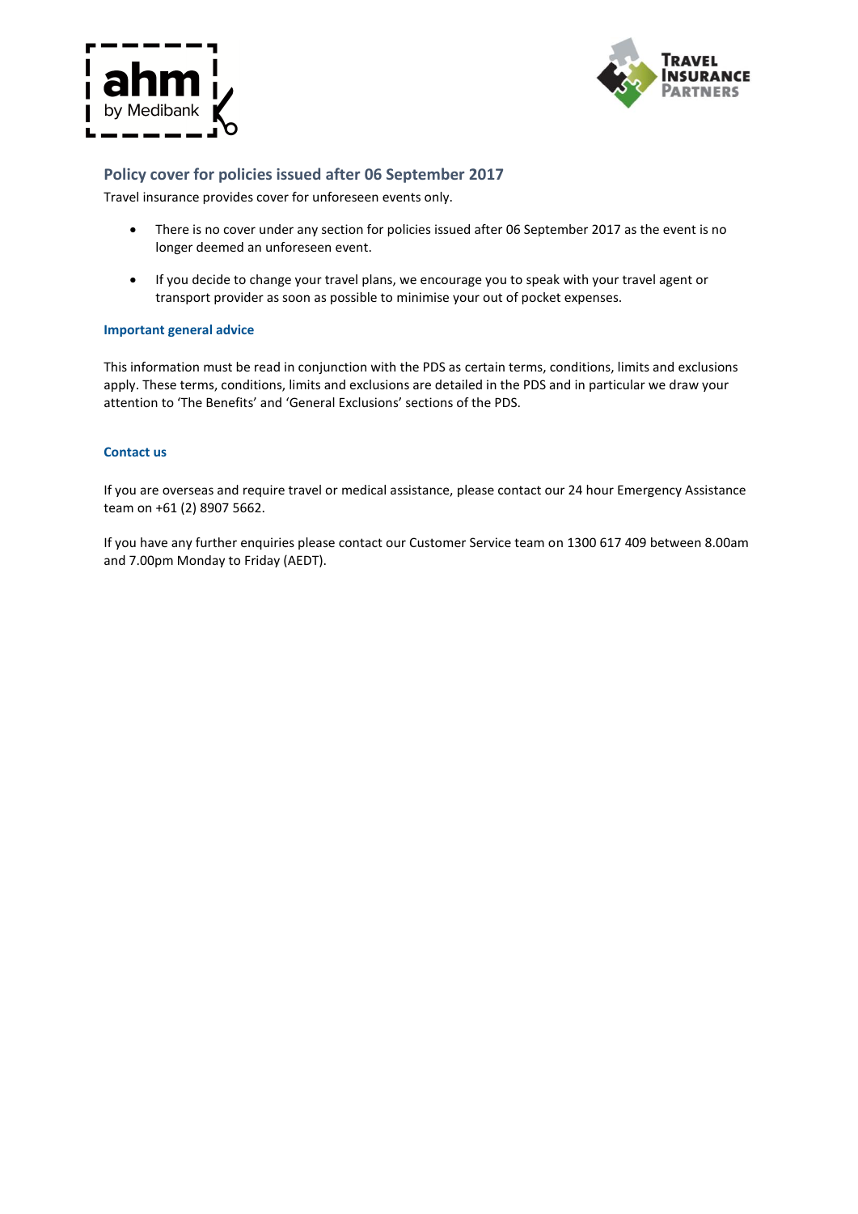## Policy cover for policies issued after 06 September 2017

Travel insurance provides cover for unforeseen events only.

- There is no cover under any section for policies issued after 06 September 2017 as the event is no longer deemed an unforeseen event.
- If you decide to change your travel plans, we encourage you to speak with your travel agent or transport provider as soon as possible to minimise your out of pocket expenses.

### Important general advice

This information must be read in conjunction with the PDS as certain terms, conditions, limits and exclusions apply. These terms, conditions, limits and exclusions are detailed in the PDS and in particular we draw your attention to 'The Benefits' and 'General Exclusions' sections of the PDS.

### Contact us

If you are overseas and require travel or medical assistance, please contact our 24 hour Emergency Assistance team on +61 (2) 8907 5662.

If you have any further enquiries please contact our Customer Service team on 1300 617 409 between 8.00am and 7.00pm Monday to Friday (AEDT).